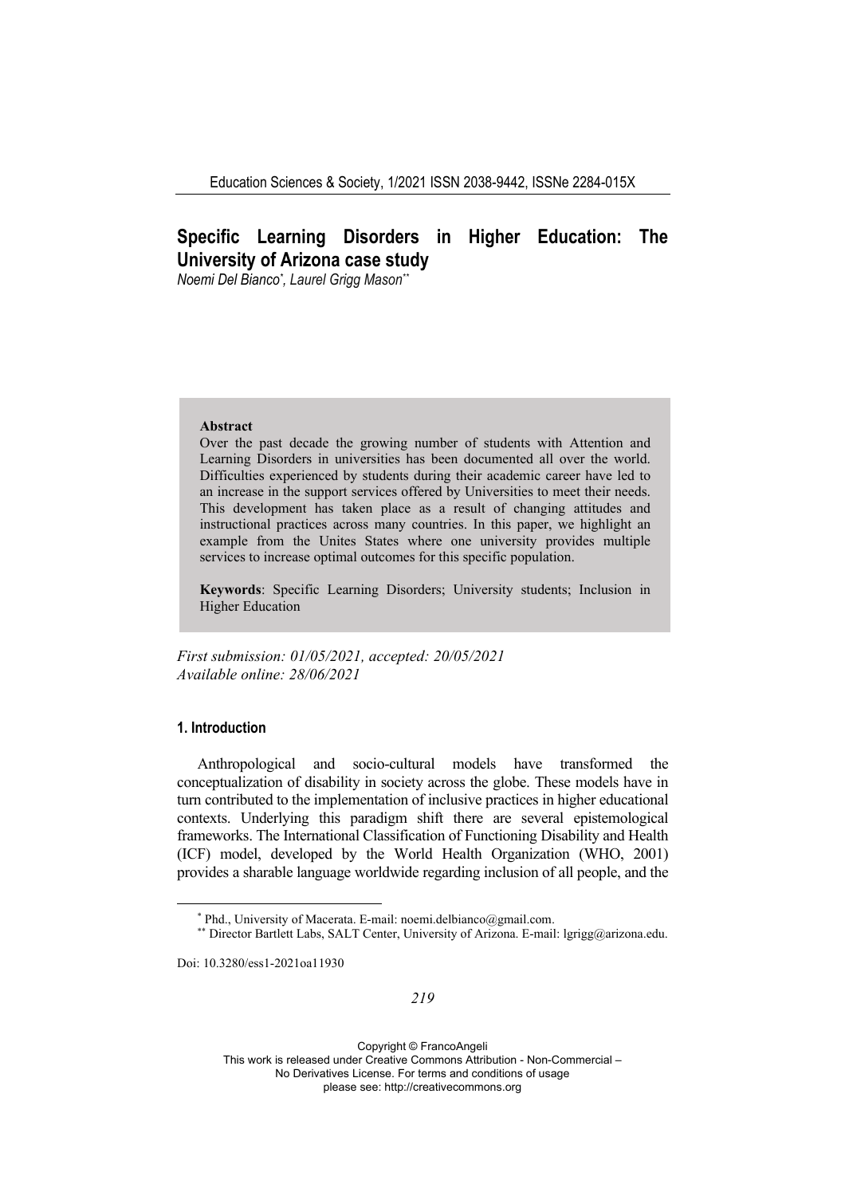# Specific Learning Disorders in Higher Education: The University of Arizona case study

*Noemi Del Bianco[*], Laurel Grigg Mason[**]*

**Abstract**

Over the past decade the growing number of students with Attention and Learning Disorders in universities has been documented all over the world. Difficulties experienced by students during their academic career have led to an increase in the support services offered by Universities to meet their needs. This development has taken place as a result of changing attitudes and instructional practices across many countries. In this paper, we highlight an example from the Unites States where one university provides multiple services to increase optimal outcomes for this specific population.

**Keywords**: Specific Learning Disorders; University students; Inclusion in Higher Education

*First submission: 01/05/2021, accepted: 20/05/2021*
*Available online: 28/06/2021*

## 1. Introduction

Anthropological and socio-cultural models have transformed the conceptualization of disability in society across the globe. These models have in turn contributed to the implementation of inclusive practices in higher educational contexts. Underlying this paradigm shift there are several epistemological frameworks. The International Classification of Functioning Disability and Health (ICF) model, developed by the World Health Organization (WHO, 2001) provides a sharable language worldwide regarding inclusion of all people, and the

[*] Phd., University of Macerata. E-mail: noemi.delbianco@gmail.com.

[**] Director Bartlett Labs, SALT Center, University of Arizona. E-mail: lgrigg@arizona.edu.

Doi: 10.3280/ess1-2021oa11930

Copyright © FrancoAngeli
This work is released under Creative Commons Attribution - Non-Commercial – No Derivatives License. For terms and conditions of usage please see: http://creativecommons.org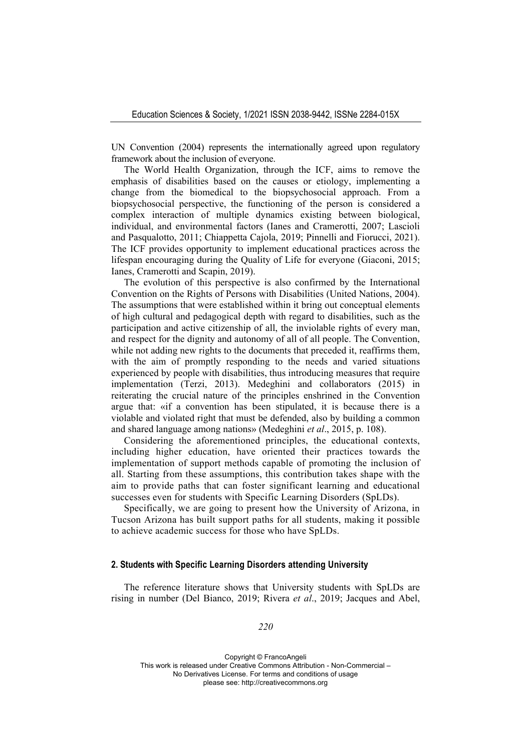UN Convention (2004) represents the internationally agreed upon regulatory framework about the inclusion of everyone.

The World Health Organization, through the ICF, aims to remove the emphasis of disabilities based on the causes or etiology, implementing a change from the biomedical to the biopsychosocial approach. From a biopsychosocial perspective, the functioning of the person is considered a complex interaction of multiple dynamics existing between biological, individual, and environmental factors (Ianes and Cramerotti, 2007; Lascioli and Pasqualotto, 2011; Chiappetta Cajola, 2019; Pinnelli and Fiorucci, 2021). The ICF provides opportunity to implement educational practices across the lifespan encouraging during the Quality of Life for everyone (Giaconi, 2015; Ianes, Cramerotti and Scapin, 2019).

The evolution of this perspective is also confirmed by the International Convention on the Rights of Persons with Disabilities (United Nations, 2004). The assumptions that were established within it bring out conceptual elements of high cultural and pedagogical depth with regard to disabilities, such as the participation and active citizenship of all, the inviolable rights of every man, and respect for the dignity and autonomy of all of all people. The Convention, while not adding new rights to the documents that preceded it, reaffirms them, with the aim of promptly responding to the needs and varied situations experienced by people with disabilities, thus introducing measures that require implementation (Terzi, 2013). Medeghini and collaborators (2015) in reiterating the crucial nature of the principles enshrined in the Convention argue that: «if a convention has been stipulated, it is because there is a violable and violated right that must be defended, also by building a common and shared language among nations» (Medeghini *et al*., 2015, p. 108).

Considering the aforementioned principles, the educational contexts, including higher education, have oriented their practices towards the implementation of support methods capable of promoting the inclusion of all. Starting from these assumptions, this contribution takes shape with the aim to provide paths that can foster significant learning and educational successes even for students with Specific Learning Disorders (SpLDs).

Specifically, we are going to present how the University of Arizona, in Tucson Arizona has built support paths for all students, making it possible to achieve academic success for those who have SpLDs.

## 2. Students with Specific Learning Disorders attending University

The reference literature shows that University students with SpLDs are rising in number (Del Bianco, 2019; Rivera *et al*., 2019; Jacques and Abel,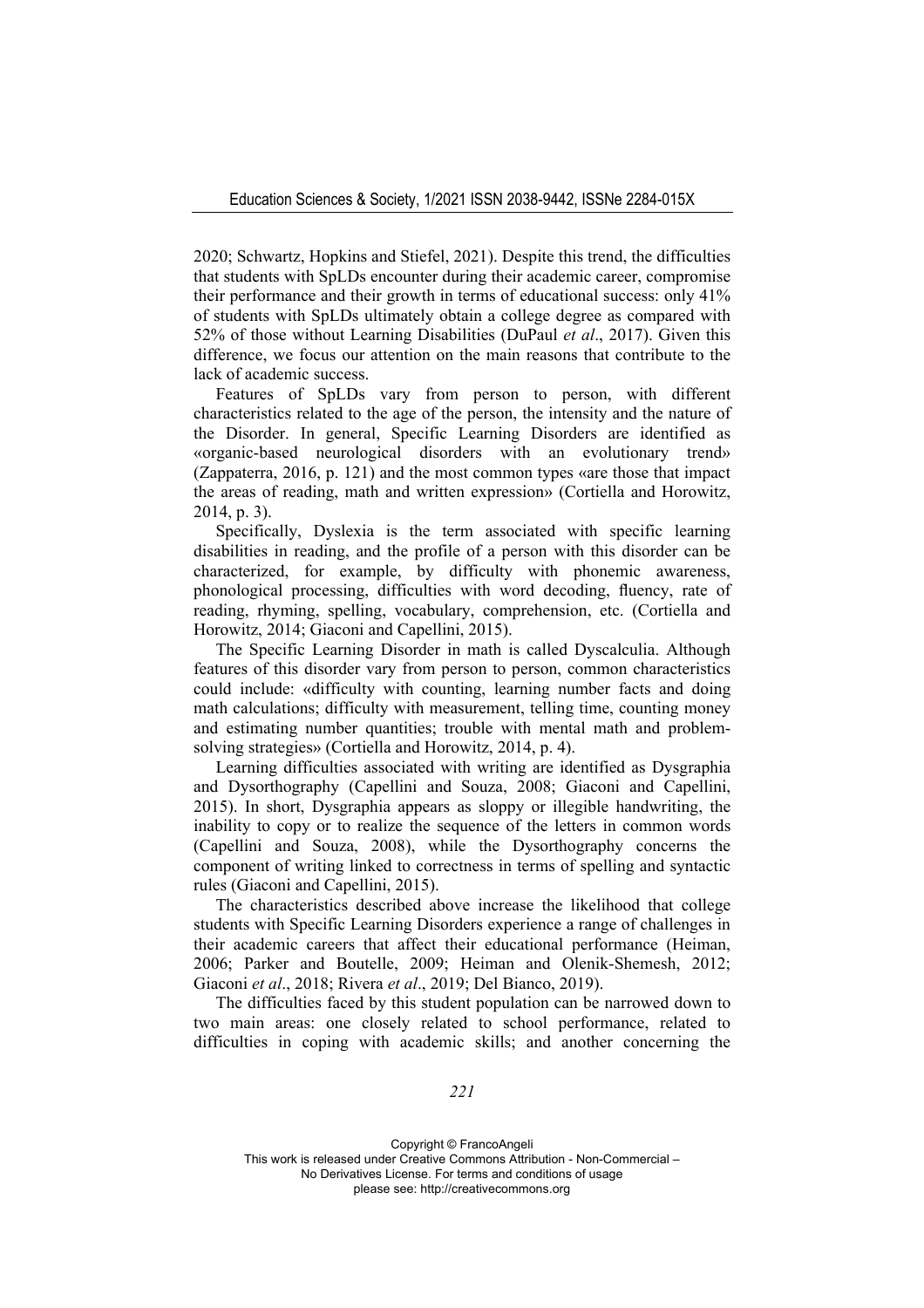2020; Schwartz, Hopkins and Stiefel, 2021). Despite this trend, the difficulties that students with SpLDs encounter during their academic career, compromise their performance and their growth in terms of educational success: only 41% of students with SpLDs ultimately obtain a college degree as compared with 52% of those without Learning Disabilities (DuPaul *et al*., 2017). Given this difference, we focus our attention on the main reasons that contribute to the lack of academic success.

Features of SpLDs vary from person to person, with different characteristics related to the age of the person, the intensity and the nature of the Disorder. In general, Specific Learning Disorders are identified as «organic-based neurological disorders with an evolutionary trend» (Zappaterra, 2016, p. 121) and the most common types «are those that impact the areas of reading, math and written expression» (Cortiella and Horowitz, 2014, p. 3).

Specifically, Dyslexia is the term associated with specific learning disabilities in reading, and the profile of a person with this disorder can be characterized, for example, by difficulty with phonemic awareness, phonological processing, difficulties with word decoding, fluency, rate of reading, rhyming, spelling, vocabulary, comprehension, etc. (Cortiella and Horowitz, 2014; Giaconi and Capellini, 2015).

The Specific Learning Disorder in math is called Dyscalculia. Although features of this disorder vary from person to person, common characteristics could include: «difficulty with counting, learning number facts and doing math calculations; difficulty with measurement, telling time, counting money and estimating number quantities; trouble with mental math and problem-solving strategies» (Cortiella and Horowitz, 2014, p. 4).

Learning difficulties associated with writing are identified as Dysgraphia and Dysorthography (Capellini and Souza, 2008; Giaconi and Capellini, 2015). In short, Dysgraphia appears as sloppy or illegible handwriting, the inability to copy or to realize the sequence of the letters in common words (Capellini and Souza, 2008), while the Dysorthography concerns the component of writing linked to correctness in terms of spelling and syntactic rules (Giaconi and Capellini, 2015).

The characteristics described above increase the likelihood that college students with Specific Learning Disorders experience a range of challenges in their academic careers that affect their educational performance (Heiman, 2006; Parker and Boutelle, 2009; Heiman and Olenik-Shemesh, 2012; Giaconi *et al*., 2018; Rivera *et al*., 2019; Del Bianco, 2019).

The difficulties faced by this student population can be narrowed down to two main areas: one closely related to school performance, related to difficulties in coping with academic skills; and another concerning the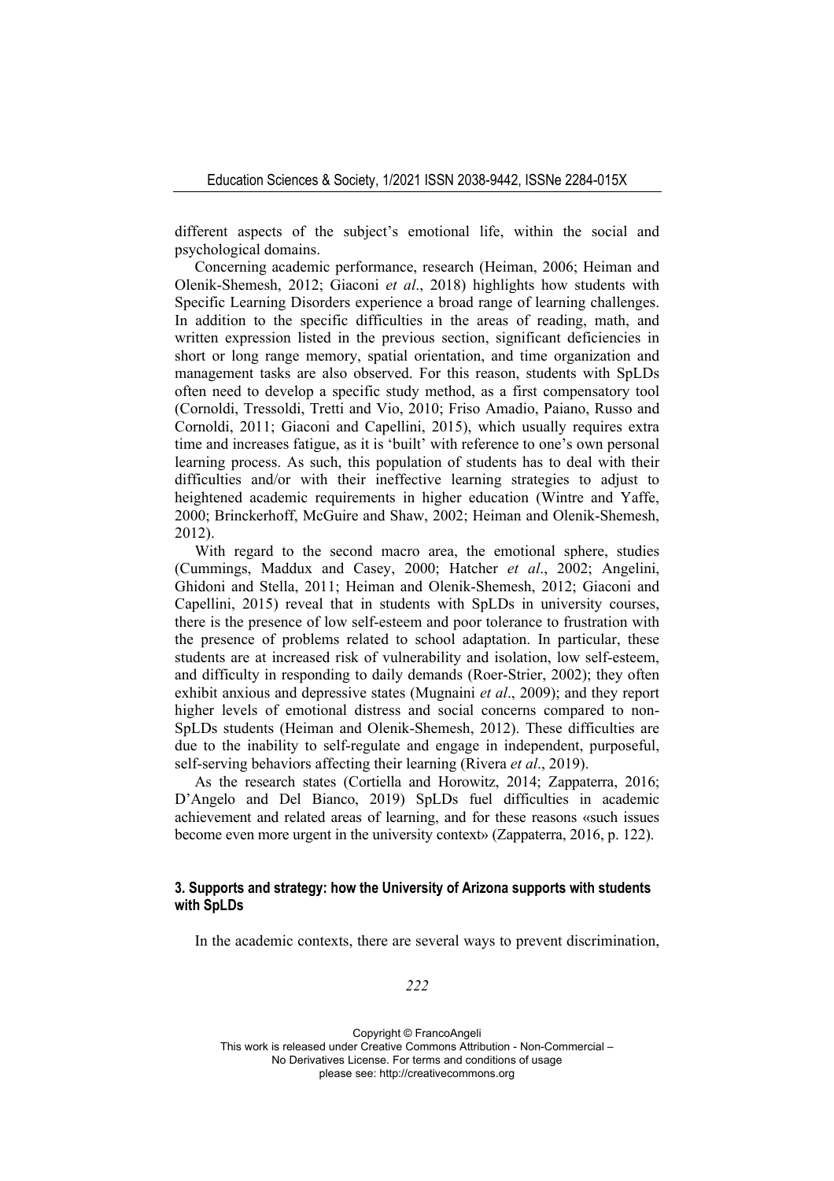different aspects of the subject's emotional life, within the social and psychological domains.

Concerning academic performance, research (Heiman, 2006; Heiman and Olenik-Shemesh, 2012; Giaconi *et al*., 2018) highlights how students with Specific Learning Disorders experience a broad range of learning challenges. In addition to the specific difficulties in the areas of reading, math, and written expression listed in the previous section, significant deficiencies in short or long range memory, spatial orientation, and time organization and management tasks are also observed. For this reason, students with SpLDs often need to develop a specific study method, as a first compensatory tool (Cornoldi, Tressoldi, Tretti and Vio, 2010; Friso Amadio, Paiano, Russo and Cornoldi, 2011; Giaconi and Capellini, 2015), which usually requires extra time and increases fatigue, as it is 'built' with reference to one's own personal learning process. As such, this population of students has to deal with their difficulties and/or with their ineffective learning strategies to adjust to heightened academic requirements in higher education (Wintre and Yaffe, 2000; Brinckerhoff, McGuire and Shaw, 2002; Heiman and Olenik-Shemesh, 2012).

With regard to the second macro area, the emotional sphere, studies (Cummings, Maddux and Casey, 2000; Hatcher *et al*., 2002; Angelini, Ghidoni and Stella, 2011; Heiman and Olenik-Shemesh, 2012; Giaconi and Capellini, 2015) reveal that in students with SpLDs in university courses, there is the presence of low self-esteem and poor tolerance to frustration with the presence of problems related to school adaptation. In particular, these students are at increased risk of vulnerability and isolation, low self-esteem, and difficulty in responding to daily demands (Roer-Strier, 2002); they often exhibit anxious and depressive states (Mugnaini *et al*., 2009); and they report higher levels of emotional distress and social concerns compared to non-SpLDs students (Heiman and Olenik-Shemesh, 2012). These difficulties are due to the inability to self-regulate and engage in independent, purposeful, self-serving behaviors affecting their learning (Rivera *et al*., 2019).

As the research states (Cortiella and Horowitz, 2014; Zappaterra, 2016; D'Angelo and Del Bianco, 2019) SpLDs fuel difficulties in academic achievement and related areas of learning, and for these reasons «such issues become even more urgent in the university context» (Zappaterra, 2016, p. 122).

## 3. Supports and strategy: how the University of Arizona supports with students with SpLDs

In the academic contexts, there are several ways to prevent discrimination,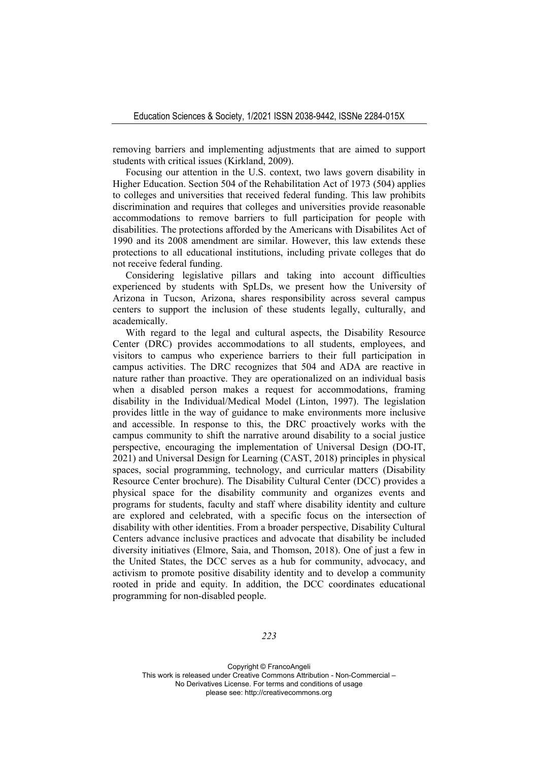removing barriers and implementing adjustments that are aimed to support students with critical issues (Kirkland, 2009).

Focusing our attention in the U.S. context, two laws govern disability in Higher Education. Section 504 of the Rehabilitation Act of 1973 (504) applies to colleges and universities that received federal funding. This law prohibits discrimination and requires that colleges and universities provide reasonable accommodations to remove barriers to full participation for people with disabilities. The protections afforded by the Americans with Disabilites Act of 1990 and its 2008 amendment are similar. However, this law extends these protections to all educational institutions, including private colleges that do not receive federal funding.

Considering legislative pillars and taking into account difficulties experienced by students with SpLDs, we present how the University of Arizona in Tucson, Arizona, shares responsibility across several campus centers to support the inclusion of these students legally, culturally, and academically.

With regard to the legal and cultural aspects, the Disability Resource Center (DRC) provides accommodations to all students, employees, and visitors to campus who experience barriers to their full participation in campus activities. The DRC recognizes that 504 and ADA are reactive in nature rather than proactive. They are operationalized on an individual basis when a disabled person makes a request for accommodations, framing disability in the Individual/Medical Model (Linton, 1997). The legislation provides little in the way of guidance to make environments more inclusive and accessible. In response to this, the DRC proactively works with the campus community to shift the narrative around disability to a social justice perspective, encouraging the implementation of Universal Design (DO-IT, 2021) and Universal Design for Learning (CAST, 2018) principles in physical spaces, social programming, technology, and curricular matters (Disability Resource Center brochure). The Disability Cultural Center (DCC) provides a physical space for the disability community and organizes events and programs for students, faculty and staff where disability identity and culture are explored and celebrated, with a specific focus on the intersection of disability with other identities. From a broader perspective, Disability Cultural Centers advance inclusive practices and advocate that disability be included diversity initiatives (Elmore, Saia, and Thomson, 2018). One of just a few in the United States, the DCC serves as a hub for community, advocacy, and activism to promote positive disability identity and to develop a community rooted in pride and equity. In addition, the DCC coordinates educational programming for non-disabled people.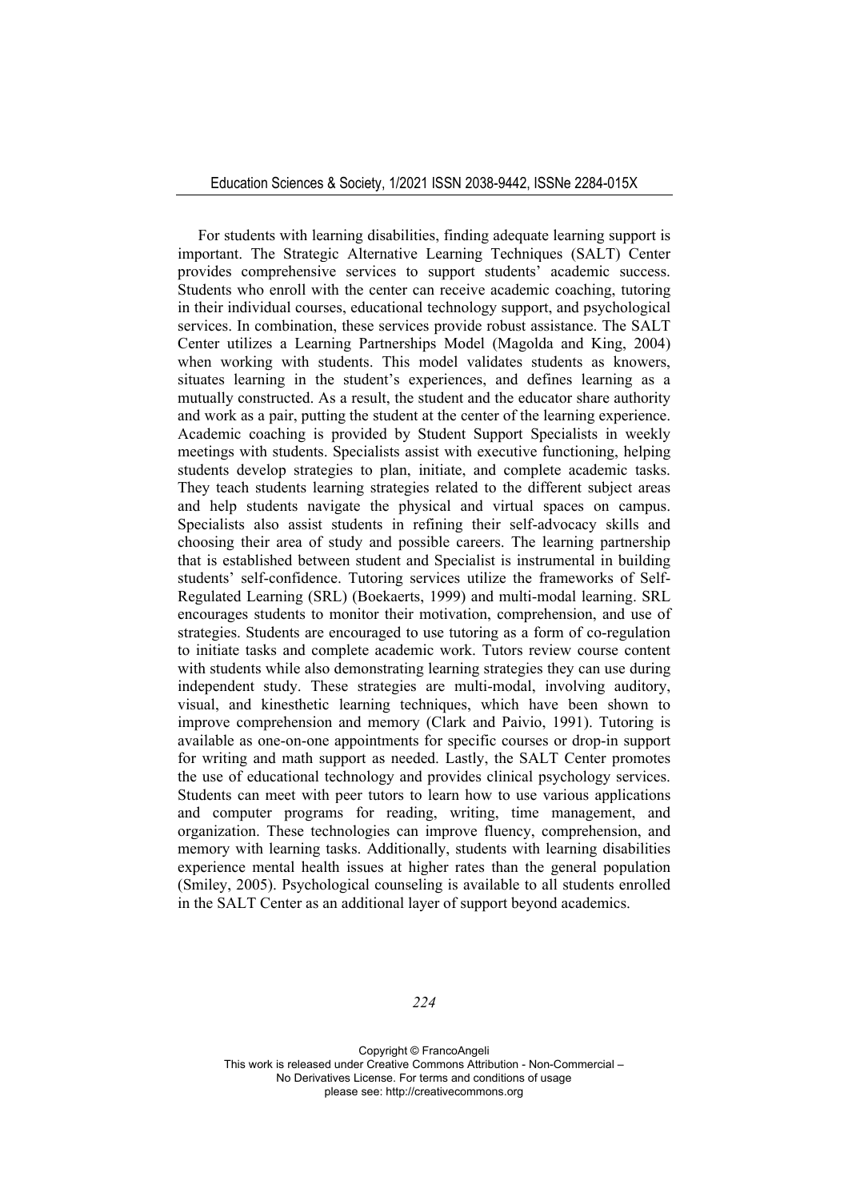For students with learning disabilities, finding adequate learning support is important. The Strategic Alternative Learning Techniques (SALT) Center provides comprehensive services to support students' academic success. Students who enroll with the center can receive academic coaching, tutoring in their individual courses, educational technology support, and psychological services. In combination, these services provide robust assistance. The SALT Center utilizes a Learning Partnerships Model (Magolda and King, 2004) when working with students. This model validates students as knowers, situates learning in the student's experiences, and defines learning as a mutually constructed. As a result, the student and the educator share authority and work as a pair, putting the student at the center of the learning experience. Academic coaching is provided by Student Support Specialists in weekly meetings with students. Specialists assist with executive functioning, helping students develop strategies to plan, initiate, and complete academic tasks. They teach students learning strategies related to the different subject areas and help students navigate the physical and virtual spaces on campus. Specialists also assist students in refining their self-advocacy skills and choosing their area of study and possible careers. The learning partnership that is established between student and Specialist is instrumental in building students' self-confidence. Tutoring services utilize the frameworks of Self-Regulated Learning (SRL) (Boekaerts, 1999) and multi-modal learning. SRL encourages students to monitor their motivation, comprehension, and use of strategies. Students are encouraged to use tutoring as a form of co-regulation to initiate tasks and complete academic work. Tutors review course content with students while also demonstrating learning strategies they can use during independent study. These strategies are multi-modal, involving auditory, visual, and kinesthetic learning techniques, which have been shown to improve comprehension and memory (Clark and Paivio, 1991). Tutoring is available as one-on-one appointments for specific courses or drop-in support for writing and math support as needed. Lastly, the SALT Center promotes the use of educational technology and provides clinical psychology services. Students can meet with peer tutors to learn how to use various applications and computer programs for reading, writing, time management, and organization. These technologies can improve fluency, comprehension, and memory with learning tasks. Additionally, students with learning disabilities experience mental health issues at higher rates than the general population (Smiley, 2005). Psychological counseling is available to all students enrolled in the SALT Center as an additional layer of support beyond academics.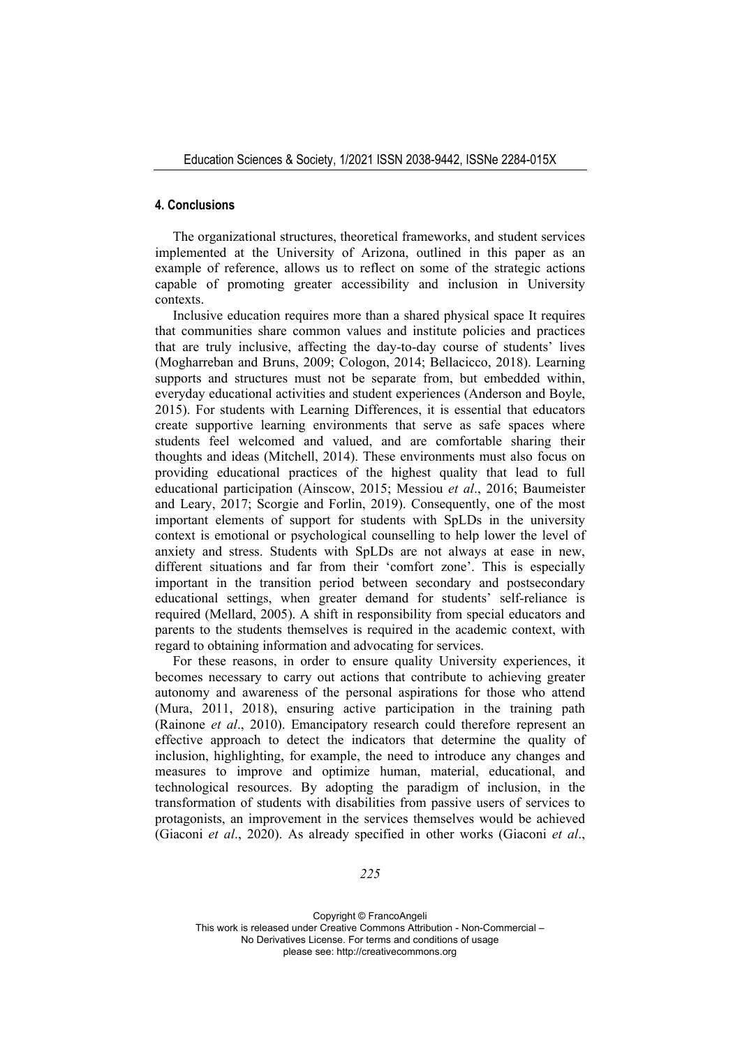## 4. Conclusions

The organizational structures, theoretical frameworks, and student services implemented at the University of Arizona, outlined in this paper as an example of reference, allows us to reflect on some of the strategic actions capable of promoting greater accessibility and inclusion in University contexts.

Inclusive education requires more than a shared physical space It requires that communities share common values and institute policies and practices that are truly inclusive, affecting the day-to-day course of students' lives (Mogharreban and Bruns, 2009; Cologon, 2014; Bellacicco, 2018). Learning supports and structures must not be separate from, but embedded within, everyday educational activities and student experiences (Anderson and Boyle, 2015). For students with Learning Differences, it is essential that educators create supportive learning environments that serve as safe spaces where students feel welcomed and valued, and are comfortable sharing their thoughts and ideas (Mitchell, 2014). These environments must also focus on providing educational practices of the highest quality that lead to full educational participation (Ainscow, 2015; Messiou *et al*., 2016; Baumeister and Leary, 2017; Scorgie and Forlin, 2019). Consequently, one of the most important elements of support for students with SpLDs in the university context is emotional or psychological counselling to help lower the level of anxiety and stress. Students with SpLDs are not always at ease in new, different situations and far from their 'comfort zone'. This is especially important in the transition period between secondary and postsecondary educational settings, when greater demand for students' self-reliance is required (Mellard, 2005). A shift in responsibility from special educators and parents to the students themselves is required in the academic context, with regard to obtaining information and advocating for services.

For these reasons, in order to ensure quality University experiences, it becomes necessary to carry out actions that contribute to achieving greater autonomy and awareness of the personal aspirations for those who attend (Mura, 2011, 2018), ensuring active participation in the training path (Rainone *et al*., 2010). Emancipatory research could therefore represent an effective approach to detect the indicators that determine the quality of inclusion, highlighting, for example, the need to introduce any changes and measures to improve and optimize human, material, educational, and technological resources. By adopting the paradigm of inclusion, in the transformation of students with disabilities from passive users of services to protagonists, an improvement in the services themselves would be achieved (Giaconi *et al*., 2020). As already specified in other works (Giaconi *et al*.,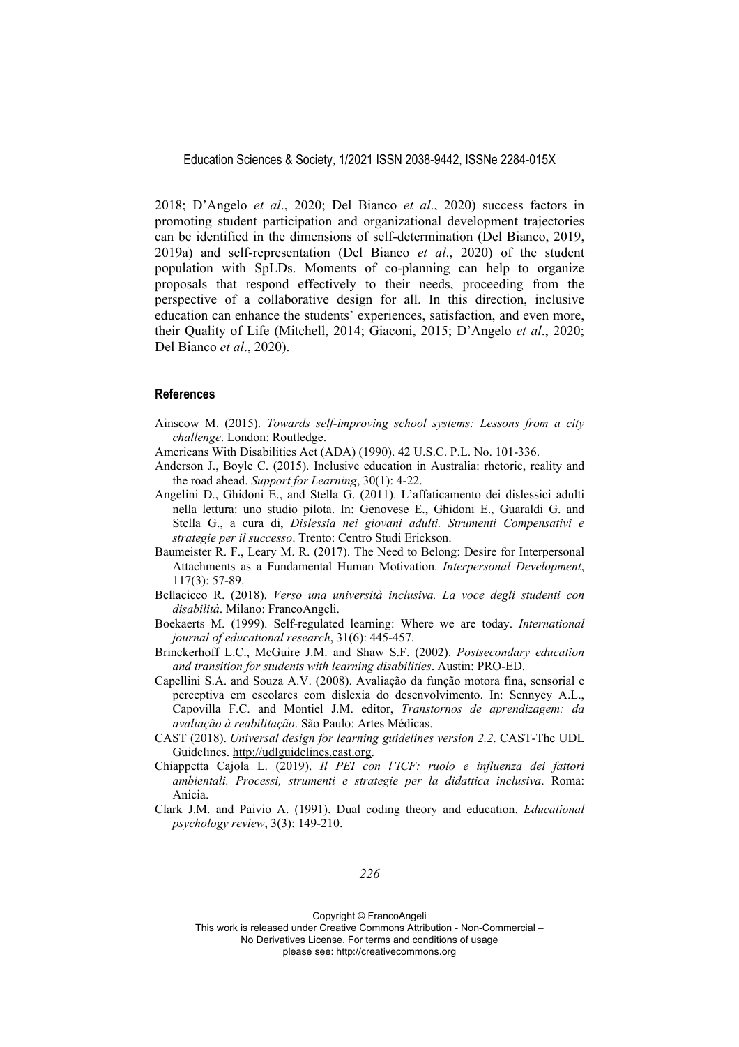2018; D'Angelo *et al*., 2020; Del Bianco *et al*., 2020) success factors in promoting student participation and organizational development trajectories can be identified in the dimensions of self-determination (Del Bianco, 2019, 2019a) and self-representation (Del Bianco *et al*., 2020) of the student population with SpLDs. Moments of co-planning can help to organize proposals that respond effectively to their needs, proceeding from the perspective of a collaborative design for all. In this direction, inclusive education can enhance the students' experiences, satisfaction, and even more, their Quality of Life (Mitchell, 2014; Giaconi, 2015; D'Angelo *et al*., 2020; Del Bianco *et al*., 2020).

## References

Ainscow M. (2015). *Towards self-improving school systems: Lessons from a city challenge*. London: Routledge.

Americans With Disabilities Act (ADA) (1990). 42 U.S.C. P.L. No. 101-336.

Anderson J., Boyle C. (2015). Inclusive education in Australia: rhetoric, reality and the road ahead. *Support for Learning*, 30(1): 4-22.

Angelini D., Ghidoni E., and Stella G. (2011). L'affaticamento dei dislessici adulti nella lettura: uno studio pilota. In: Genovese E., Ghidoni E., Guaraldi G. and Stella G., a cura di, *Dislessia nei giovani adulti. Strumenti Compensativi e strategie per il successo*. Trento: Centro Studi Erickson.

Baumeister R. F., Leary M. R. (2017). The Need to Belong: Desire for Interpersonal Attachments as a Fundamental Human Motivation. *Interpersonal Development*, 117(3): 57-89.

Bellacicco R. (2018). *Verso una università inclusiva. La voce degli studenti con disabilità*. Milano: FrancoAngeli.

Boekaerts M. (1999). Self-regulated learning: Where we are today. *International journal of educational research*, 31(6): 445-457.

Brinckerhoff L.C., McGuire J.M. and Shaw S.F. (2002). *Postsecondary education and transition for students with learning disabilities*. Austin: PRO-ED.

Capellini S.A. and Souza A.V. (2008). Avaliação da função motora fina, sensorial e perceptiva em escolares com dislexia do desenvolvimento. In: Sennyey A.L., Capovilla F.C. and Montiel J.M. editor, *Transtornos de aprendizagem: da avaliação à reabilitação*. São Paulo: Artes Médicas.

CAST (2018). *Universal design for learning guidelines version 2.2*. CAST-The UDL Guidelines. http://udlguidelines.cast.org.

Chiappetta Cajola L. (2019). *Il PEI con l'ICF: ruolo e influenza dei fattori ambientali. Processi, strumenti e strategie per la didattica inclusiva*. Roma: Anicia.

Clark J.M. and Paivio A. (1991). Dual coding theory and education. *Educational psychology review*, 3(3): 149-210.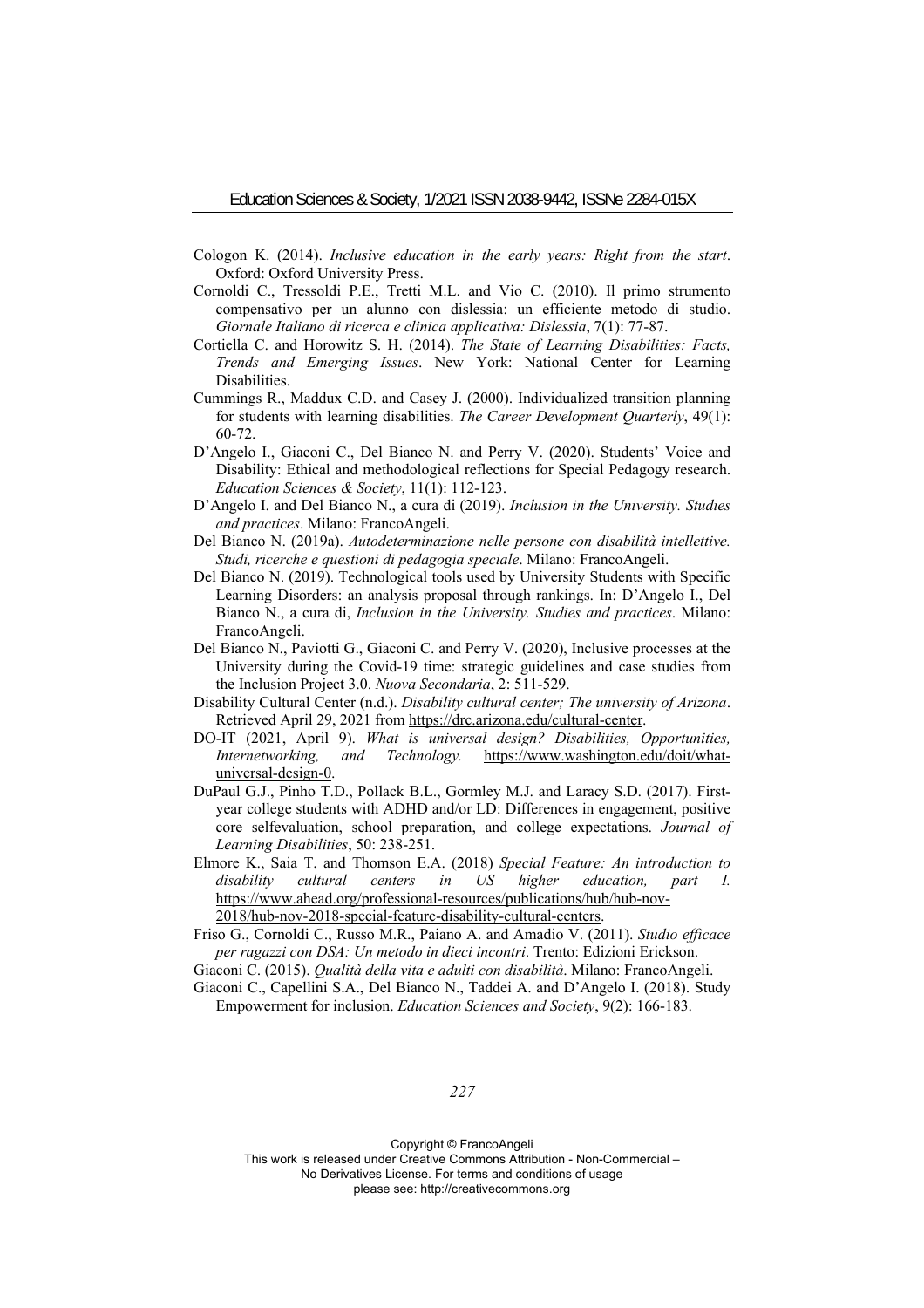Cologon K. (2014). *Inclusive education in the early years: Right from the start*. Oxford: Oxford University Press.

Cornoldi C., Tressoldi P.E., Tretti M.L. and Vio C. (2010). Il primo strumento compensativo per un alunno con dislessia: un efficiente metodo di studio. *Giornale Italiano di ricerca e clinica applicativa: Dislessia*, 7(1): 77-87.

Cortiella C. and Horowitz S. H. (2014). *The State of Learning Disabilities: Facts, Trends and Emerging Issues*. New York: National Center for Learning Disabilities.

Cummings R., Maddux C.D. and Casey J. (2000). Individualized transition planning for students with learning disabilities. *The Career Development Quarterly*, 49(1): 60-72.

D'Angelo I., Giaconi C., Del Bianco N. and Perry V. (2020). Students' Voice and Disability: Ethical and methodological reflections for Special Pedagogy research. *Education Sciences & Society*, 11(1): 112-123.

D'Angelo I. and Del Bianco N., a cura di (2019). *Inclusion in the University. Studies and practices*. Milano: FrancoAngeli.

Del Bianco N. (2019a). *Autodeterminazione nelle persone con disabilità intellettive. Studi, ricerche e questioni di pedagogia speciale*. Milano: FrancoAngeli.

Del Bianco N. (2019). Technological tools used by University Students with Specific Learning Disorders: an analysis proposal through rankings. In: D'Angelo I., Del Bianco N., a cura di, *Inclusion in the University. Studies and practices*. Milano: FrancoAngeli.

Del Bianco N., Paviotti G., Giaconi C. and Perry V. (2020), Inclusive processes at the University during the Covid-19 time: strategic guidelines and case studies from the Inclusion Project 3.0. *Nuova Secondaria*, 2: 511-529.

Disability Cultural Center (n.d.). *Disability cultural center; The university of Arizona*. Retrieved April 29, 2021 from https://drc.arizona.edu/cultural-center.

DO-IT (2021, April 9). *What is universal design? Disabilities, Opportunities, Internetworking, and Technology.* https://www.washington.edu/doit/what-universal-design-0.

DuPaul G.J., Pinho T.D., Pollack B.L., Gormley M.J. and Laracy S.D. (2017). First-year college students with ADHD and/or LD: Differences in engagement, positive core selfevaluation, school preparation, and college expectations. *Journal of Learning Disabilities*, 50: 238-251.

Elmore K., Saia T. and Thomson E.A. (2018) *Special Feature: An introduction to disability cultural centers in US higher education, part I.* https://www.ahead.org/professional-resources/publications/hub/hub-nov-2018/hub-nov-2018-special-feature-disability-cultural-centers.

Friso G., Cornoldi C., Russo M.R., Paiano A. and Amadio V. (2011). *Studio efficace per ragazzi con DSA: Un metodo in dieci incontri*. Trento: Edizioni Erickson.

Giaconi C. (2015). *Qualità della vita e adulti con disabilità*. Milano: FrancoAngeli.

Giaconi C., Capellini S.A., Del Bianco N., Taddei A. and D'Angelo I. (2018). Study Empowerment for inclusion. *Education Sciences and Society*, 9(2): 166-183.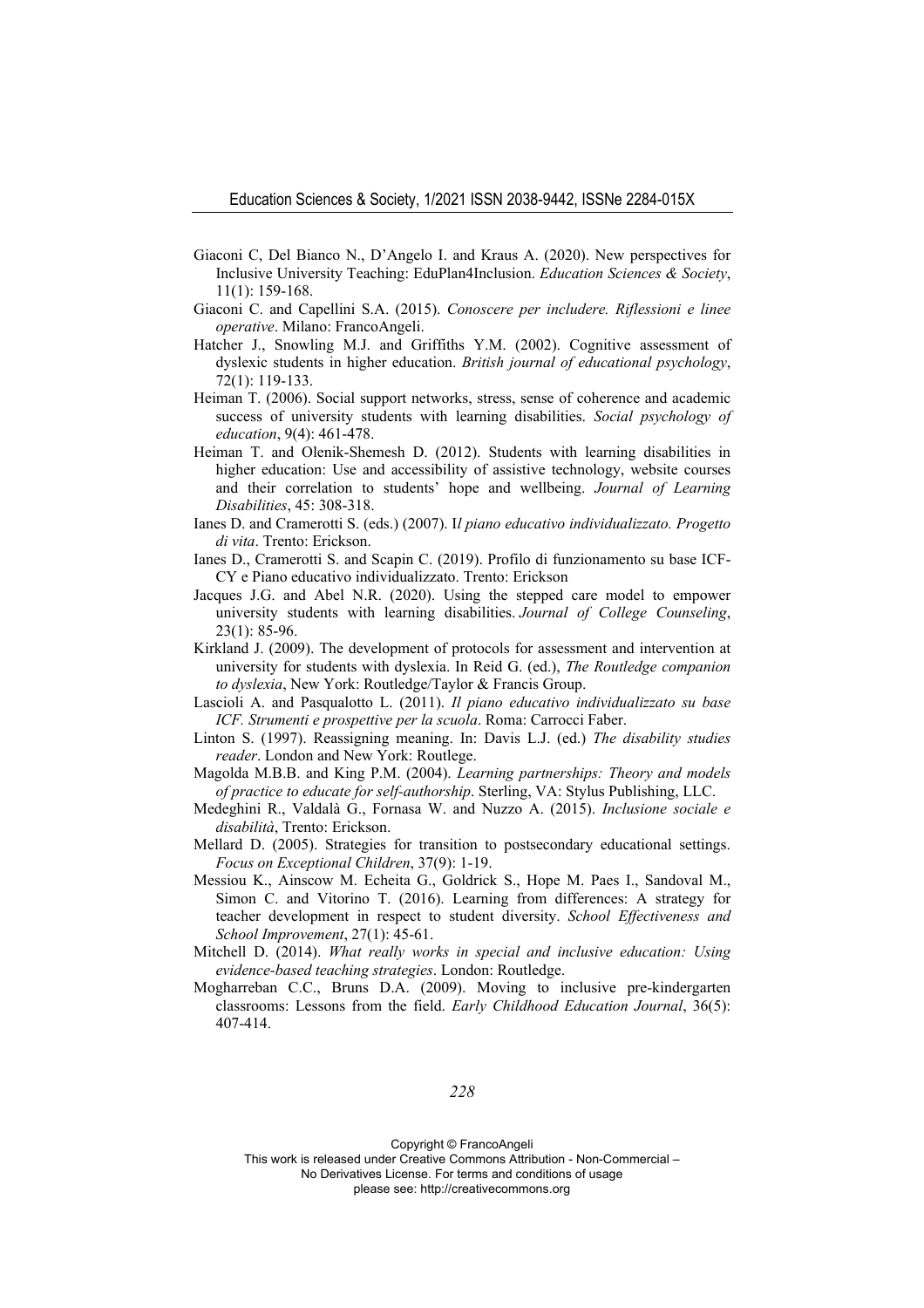Giaconi C, Del Bianco N., D'Angelo I. and Kraus A. (2020). New perspectives for Inclusive University Teaching: EduPlan4Inclusion. *Education Sciences & Society*, 11(1): 159-168.

Giaconi C. and Capellini S.A. (2015). *Conoscere per includere. Riflessioni e linee operative*. Milano: FrancoAngeli.

Hatcher J., Snowling M.J. and Griffiths Y.M. (2002). Cognitive assessment of dyslexic students in higher education. *British journal of educational psychology*, 72(1): 119-133.

Heiman T. (2006). Social support networks, stress, sense of coherence and academic success of university students with learning disabilities. *Social psychology of education*, 9(4): 461-478.

Heiman T. and Olenik-Shemesh D. (2012). Students with learning disabilities in higher education: Use and accessibility of assistive technology, website courses and their correlation to students' hope and wellbeing. *Journal of Learning Disabilities*, 45: 308-318.

Ianes D. and Cramerotti S. (eds.) (2007). I*l piano educativo individualizzato. Progetto di vita*. Trento: Erickson.

Ianes D., Cramerotti S. and Scapin C. (2019). Profilo di funzionamento su base ICF-CY e Piano educativo individualizzato. Trento: Erickson

Jacques J.G. and Abel N.R. (2020). Using the stepped care model to empower university students with learning disabilities. *Journal of College Counseling*, 23(1): 85-96.

Kirkland J. (2009). The development of protocols for assessment and intervention at university for students with dyslexia. In Reid G. (ed.), *The Routledge companion to dyslexia*, New York: Routledge/Taylor & Francis Group.

Lascioli A. and Pasqualotto L. (2011). *Il piano educativo individualizzato su base ICF. Strumenti e prospettive per la scuola*. Roma: Carrocci Faber.

Linton S. (1997). Reassigning meaning. In: Davis L.J. (ed.) *The disability studies reader*. London and New York: Routlege.

Magolda M.B.B. and King P.M. (2004). *Learning partnerships: Theory and models of practice to educate for self-authorship*. Sterling, VA: Stylus Publishing, LLC.

Medeghini R., Valdalà G., Fornasa W. and Nuzzo A. (2015). *Inclusione sociale e disabilità*, Trento: Erickson.

Mellard D. (2005). Strategies for transition to postsecondary educational settings. *Focus on Exceptional Children*, 37(9): 1-19.

Messiou K., Ainscow M. Echeita G., Goldrick S., Hope M. Paes I., Sandoval M., Simon C. and Vitorino T. (2016). Learning from differences: A strategy for teacher development in respect to student diversity. *School Effectiveness and School Improvement*, 27(1): 45-61.

Mitchell D. (2014). *What really works in special and inclusive education: Using evidence-based teaching strategies*. London: Routledge.

Mogharreban C.C., Bruns D.A. (2009). Moving to inclusive pre-kindergarten classrooms: Lessons from the field. *Early Childhood Education Journal*, 36(5): 407-414.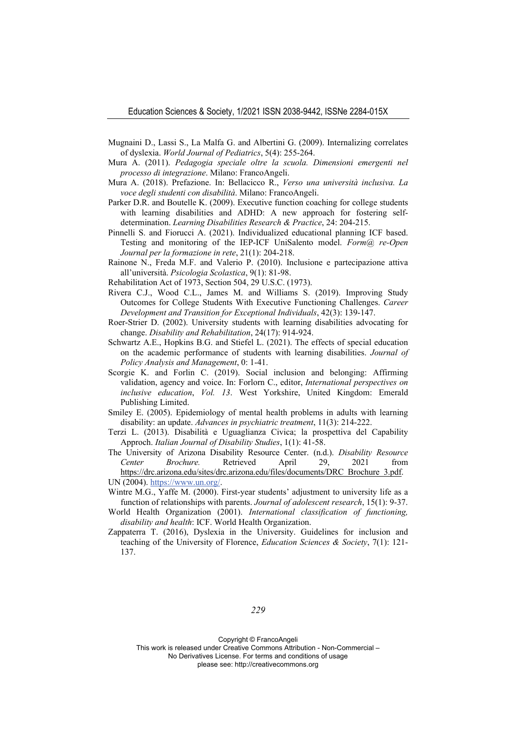Mugnaini D., Lassi S., La Malfa G. and Albertini G. (2009). Internalizing correlates of dyslexia. *World Journal of Pediatrics*, 5(4): 255-264.

Mura A. (2011). *Pedagogia speciale oltre la scuola. Dimensioni emergenti nel processo di integrazione*. Milano: FrancoAngeli.

Mura A. (2018). Prefazione. In: Bellacicco R., *Verso una università inclusiva. La voce degli studenti con disabilità*. Milano: FrancoAngeli.

Parker D.R. and Boutelle K. (2009). Executive function coaching for college students with learning disabilities and ADHD: A new approach for fostering self-determination. *Learning Disabilities Research & Practice*, 24: 204-215.

Pinnelli S. and Fiorucci A. (2021). Individualized educational planning ICF based. Testing and monitoring of the IEP-ICF UniSalento model. *Form@ re-Open Journal per la formazione in rete*, 21(1): 204-218.

Rainone N., Freda M.F. and Valerio P. (2010). Inclusione e partecipazione attiva all'università. *Psicologia Scolastica*, 9(1): 81-98.

Rehabilitation Act of 1973, Section 504, 29 U.S.C. (1973).

Rivera C.J., Wood C.L., James M. and Williams S. (2019). Improving Study Outcomes for College Students With Executive Functioning Challenges. *Career Development and Transition for Exceptional Individuals*, 42(3): 139-147.

Roer-Strier D. (2002). University students with learning disabilities advocating for change. *Disability and Rehabilitation*, 24(17): 914-924.

Schwartz A.E., Hopkins B.G. and Stiefel L. (2021). The effects of special education on the academic performance of students with learning disabilities. *Journal of Policy Analysis and Management*, 0: 1-41.

Scorgie K. and Forlin C. (2019). Social inclusion and belonging: Affirming validation, agency and voice. In: Forlorn C., editor, *International perspectives on inclusive education*, *Vol. 13*. West Yorkshire, United Kingdom: Emerald Publishing Limited.

Smiley E. (2005). Epidemiology of mental health problems in adults with learning disability: an update. *Advances in psychiatric treatment*, 11(3): 214-222.

Terzi L. (2013). Disabilità e Uguaglianza Civica; la prospettiva del Capability Approch. *Italian Journal of Disability Studies*, 1(1): 41-58.

The University of Arizona Disability Resource Center. (n.d.). *Disability Resource Center Brochure.* Retrieved April 29, 2021 from https://drc.arizona.edu/sites/drc.arizona.edu/files/documents/DRC_Brochure_3.pdf.

UN (2004). https://www.un.org/.

Wintre M.G., Yaffe M. (2000). First-year students' adjustment to university life as a function of relationships with parents. *Journal of adolescent research*, 15(1): 9-37.

World Health Organization (2001). *International classification of functioning, disability and health*: ICF. World Health Organization.

Zappaterra T. (2016), Dyslexia in the University. Guidelines for inclusion and teaching of the University of Florence, *Education Sciences & Society*, 7(1): 121-137.